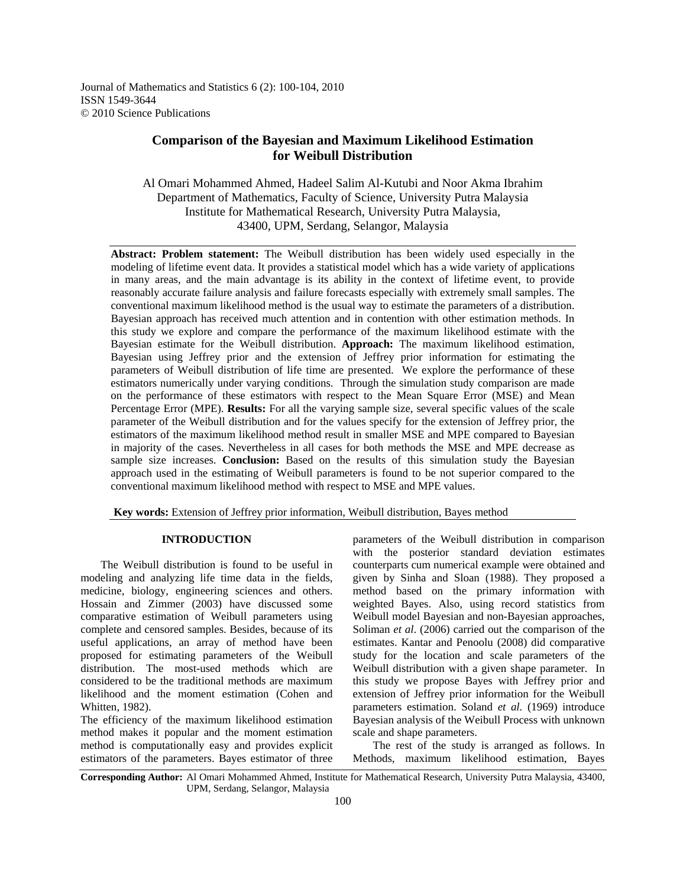# Comparison of the Bayesian and Maximum Likelihood Estimation for Weibull Distribution

Al Omari Mohammed Ahmed, Hadeel Salim Al-Kutubi and Noor Akma Ibrahim
Department of Mathematics, Faculty of Science, University Putra Malaysia
Institute for Mathematical Research, University Putra Malaysia,
43400, UPM, Serdang, Selangor, Malaysia

**Abstract: Problem statement:** The Weibull distribution has been widely used especially in the modeling of lifetime event data. It provides a statistical model which has a wide variety of applications in many areas, and the main advantage is its ability in the context of lifetime event, to provide reasonably accurate failure analysis and failure forecasts especially with extremely small samples. The conventional maximum likelihood method is the usual way to estimate the parameters of a distribution. Bayesian approach has received much attention and in contention with other estimation methods. In this study we explore and compare the performance of the maximum likelihood estimate with the Bayesian estimate for the Weibull distribution. **Approach:** The maximum likelihood estimation, Bayesian using Jeffrey prior and the extension of Jeffrey prior information for estimating the parameters of Weibull distribution of life time are presented. We explore the performance of these estimators numerically under varying conditions. Through the simulation study comparison are made on the performance of these estimators with respect to the Mean Square Error (MSE) and Mean Percentage Error (MPE). **Results:** For all the varying sample size, several specific values of the scale parameter of the Weibull distribution and for the values specify for the extension of Jeffrey prior, the estimators of the maximum likelihood method result in smaller MSE and MPE compared to Bayesian in majority of the cases. Nevertheless in all cases for both methods the MSE and MPE decrease as sample size increases. **Conclusion:** Based on the results of this simulation study the Bayesian approach used in the estimating of Weibull parameters is found to be not superior compared to the conventional maximum likelihood method with respect to MSE and MPE values.

**Key words:** Extension of Jeffrey prior information, Weibull distribution, Bayes method

## INTRODUCTION

The Weibull distribution is found to be useful in modeling and analyzing life time data in the fields, medicine, biology, engineering sciences and others. Hossain and Zimmer (2003) have discussed some comparative estimation of Weibull parameters using complete and censored samples. Besides, because of its useful applications, an array of method have been proposed for estimating parameters of the Weibull distribution. The most-used methods which are considered to be the traditional methods are maximum likelihood and the moment estimation (Cohen and Whitten, 1982).

The efficiency of the maximum likelihood estimation method makes it popular and the moment estimation method is computationally easy and provides explicit estimators of the parameters. Bayes estimator of three parameters of the Weibull distribution in comparison with the posterior standard deviation estimates counterparts cum numerical example were obtained and given by Sinha and Sloan (1988). They proposed a method based on the primary information with weighted Bayes. Also, using record statistics from Weibull model Bayesian and non-Bayesian approaches, Soliman *et al*. (2006) carried out the comparison of the estimates. Kantar and Penoolu (2008) did comparative study for the location and scale parameters of the Weibull distribution with a given shape parameter. In this study we propose Bayes with Jeffrey prior and extension of Jeffrey prior information for the Weibull parameters estimation. Soland *et al*. (1969) introduce Bayesian analysis of the Weibull Process with unknown scale and shape parameters.

The rest of the study is arranged as follows. In Methods, maximum likelihood estimation, Bayes

**Corresponding Author:** Al Omari Mohammed Ahmed, Institute for Mathematical Research, University Putra Malaysia, 43400, UPM, Serdang, Selangor, Malaysia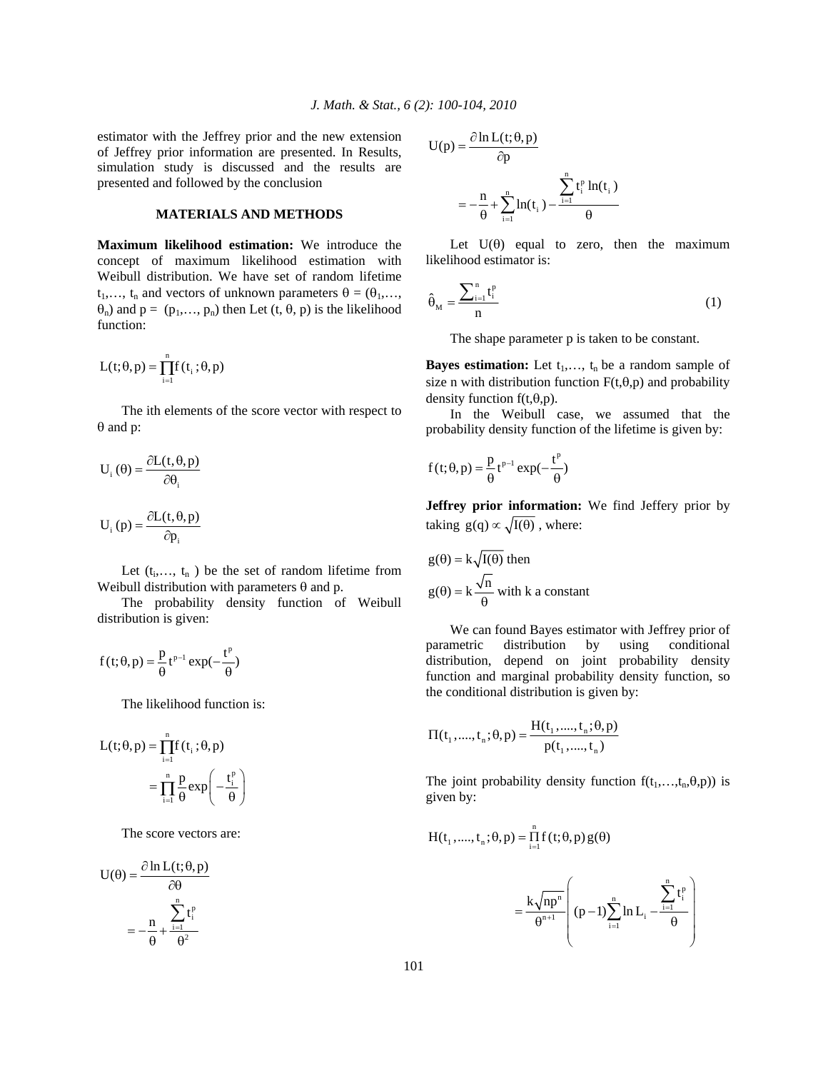estimator with the Jeffrey prior and the new extension of Jeffrey prior information are presented. In Results, simulation study is discussed and the results are presented and followed by the conclusion

## MATERIALS AND METHODS

**Maximum likelihood estimation:** We introduce the concept of maximum likelihood estimation with Weibull distribution. We have set of random lifetime $t_1,\ldots, t_n$ and vectors of unknown parameters $\theta = (\theta_1,\ldots, \theta_n)$ and $p = (p_1,\ldots, p_n)$ then Let $(t, \theta, p)$ is the likelihood function:

$$L(t;\theta,p) = \prod_{i=1}^{n} f(t_i;\theta,p)$$

The ith elements of the score vector with respect to $\theta$ and p:

$$U_i(\theta) = \frac{\partial L(t,\theta,p)}{\partial \theta_i}$$

$$U_i(p) = \frac{\partial L(t,\theta,p)}{\partial p_i}$$

Let $(t_i,\ldots, t_n)$ be the set of random lifetime from Weibull distribution with parameters $\theta$ and p.

The probability density function of Weibull distribution is given:

$$f(t;\theta,p) = \frac{p}{\theta} t^{p-1} \exp(-\frac{t^p}{\theta})$$

The likelihood function is:

$$L(t;\theta,p) = \prod_{i=1}^{n} f(t_i;\theta,p) = \prod_{i=1}^{n} \frac{p}{\theta} \exp\left(-\frac{t_i^p}{\theta}\right)$$

The score vectors are:

$$U(\theta) = \frac{\partial \ln L(t;\theta,p)}{\partial \theta} = -\frac{n}{\theta} + \frac{\sum_{i=1}^{n} t_i^p}{\theta^2}$$

$$U(p) = \frac{\partial \ln L(t;\theta,p)}{\partial p} = -\frac{n}{\theta} + \sum_{i=1}^{n} \ln(t_i) - \frac{\sum_{i=1}^{n} t_i^p \ln(t_i)}{\theta}$$

Let $U(\theta)$ equal to zero, then the maximum likelihood estimator is:

$$\hat{\theta}_M = \frac{\sum_{i=1}^{n} t_i^p}{n} \quad (1)$$

The shape parameter p is taken to be constant.

**Bayes estimation:** Let $t_1,\ldots, t_n$ be a random sample of size n with distribution function $F(t,\theta,p)$ and probability density function $f(t,\theta,p)$.

In the Weibull case, we assumed that the probability density function of the lifetime is given by:

$$f(t;\theta,p) = \frac{p}{\theta} t^{p-1} \exp(-\frac{t^p}{\theta})$$

**Jeffrey prior information:** We find Jeffery prior by taking $g(q) \propto \sqrt{I(\theta)}$, where:

$$g(\theta) = k\sqrt{I(\theta)} \text{ then}$$

$$g(\theta) = k\frac{\sqrt{n}}{\theta} \text{ with k a constant}$$

We can found Bayes estimator with Jeffrey prior of parametric distribution by using conditional distribution, depend on joint probability density function and marginal probability density function, so the conditional distribution is given by:

$$\Pi(t_1,\ldots,t_n;\theta,p) = \frac{H(t_1,\ldots,t_n;\theta,p)}{p(t_1,\ldots,t_n)}$$

The joint probability density function $f(t_1,\ldots,t_n,\theta,p))$ is given by:

$$H(t_1,\ldots,t_n;\theta,p) = \prod_{i=1}^{n} f(t;\theta,p)\, g(\theta)$$

$$= \frac{k\sqrt{np^n}}{\theta^{n+1}} \left( (p-1)\sum_{i=1}^{n} \ln L_i - \frac{\sum_{i=1}^{n} t_i^p}{\theta} \right)$$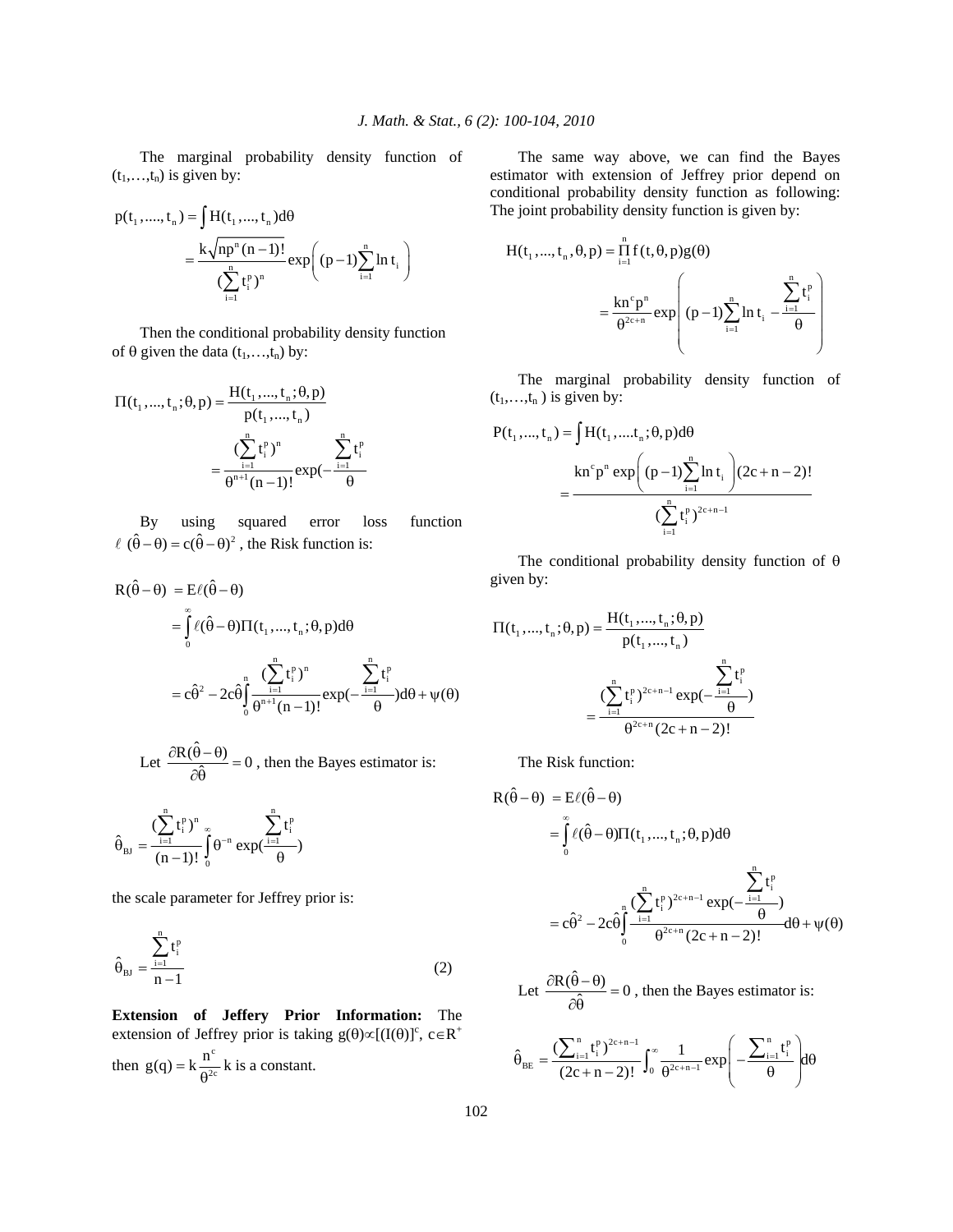The marginal probability density function of $(t_1,\ldots,t_n)$ is given by:

$$p(t_1,\ldots,t_n) = \int H(t_1,\ldots,t_n)d\theta$$

$$= \frac{k\sqrt{np^n(n-1)!}}{(\sum_{i=1}^{n} t_i^p)^n}\exp\left((p-1)\sum_{i=1}^{n}\ln t_i\right)$$

Then the conditional probability density function of θ given the data $(t_1,\ldots,t_n)$ by:

$$\Pi(t_1,\ldots,t_n;\theta,p) = \frac{H(t_1,\ldots,t_n;\theta,p)}{p(t_1,\ldots,t_n)}$$

$$= \frac{(\sum_{i=1}^{n} t_i^p)^n}{\theta^{n+1}(n-1)!}\exp\left(-\frac{\sum_{i=1}^{n} t_i^p}{\theta}\right)$$

By using squared error loss function $\ell(\hat{\theta}-\theta) = c(\hat{\theta}-\theta)^2$, the Risk function is:

$$R(\hat{\theta}-\theta) = E\ell(\hat{\theta}-\theta)$$

$$= \int_0^\infty \ell(\hat{\theta}-\theta)\Pi(t_1,\ldots,t_n;\theta,p)d\theta$$

$$= c\hat{\theta}^2 - 2c\hat{\theta}\int_0^n \frac{(\sum_{i=1}^{n} t_i^p)^n}{\theta^{n+1}(n-1)!}\exp\left(-\frac{\sum_{i=1}^{n} t_i^p}{\theta}\right)d\theta + \psi(\theta)$$

Let $\frac{\partial R(\hat{\theta}-\theta)}{\partial\hat{\theta}} = 0$, then the Bayes estimator is:

$$\hat{\theta}_{BJ} = \frac{(\sum_{i=1}^{n} t_i^p)^n}{(n-1)!}\int_0^\infty \theta^{-n}\exp\left(\frac{\sum_{i=1}^{n} t_i^p}{\theta}\right)$$

the scale parameter for Jeffrey prior is:

$$\hat{\theta}_{BJ} = \frac{\sum_{i=1}^{n} t_i^p}{n-1} \tag{2}$$

**Extension of Jeffery Prior Information:** The extension of Jeffrey prior is taking $g(\theta) \propto [(I(\theta)]^c$, $c \in R^+$ then $g(q) = k\frac{n^c}{\theta^{2c}}$ k is a constant.

The same way above, we can find the Bayes estimator with extension of Jeffrey prior depend on conditional probability density function as following: The joint probability density function is given by:

$$H(t_1,\ldots,t_n,\theta,p) = \prod_{i=1}^{n} f(t,\theta,p)g(\theta)$$

$$= \frac{kn^c p^n}{\theta^{2c+n}}\exp\left((p-1)\sum_{i=1}^{n}\ln t_i - \frac{\sum_{i=1}^{n} t_i^p}{\theta}\right)$$

The marginal probability density function of $(t_1,\ldots,t_n)$ is given by:

$$P(t_1,\ldots,t_n) = \int H(t_1,\ldots,t_n;\theta,p)d\theta$$

$$= \frac{kn^c p^n \exp\left((p-1)\sum_{i=1}^{n}\ln t_i\right)(2c+n-2)!}{(\sum_{i=1}^{n} t_i^p)^{2c+n-1}}$$

The conditional probability density function of θ given by:

$$\Pi(t_1,\ldots,t_n;\theta,p) = \frac{H(t_1,\ldots,t_n;\theta,p)}{p(t_1,\ldots,t_n)}$$

$$= \frac{(\sum_{i=1}^{n} t_i^p)^{2c+n-1}\exp\left(-\frac{\sum_{i=1}^{n} t_i^p}{\theta}\right)}{\theta^{2c+n}(2c+n-2)!}$$

The Risk function:

$$R(\hat{\theta}-\theta) = E\ell(\hat{\theta}-\theta)$$

$$= \int_0^\infty \ell(\hat{\theta}-\theta)\Pi(t_1,\ldots,t_n;\theta,p)d\theta$$

$$= c\hat{\theta}^2 - 2c\hat{\theta}\int_0^n \frac{(\sum_{i=1}^{n} t_i^p)^{2c+n-1}\exp\left(-\frac{\sum_{i=1}^{n} t_i^p}{\theta}\right)}{\theta^{2c+n}(2c+n-2)!}d\theta + \psi(\theta)$$

Let $\frac{\partial R(\hat{\theta}-\theta)}{\partial\hat{\theta}} = 0$, then the Bayes estimator is:

$$\hat{\theta}_{BE} = \frac{(\sum_{i=1}^{n} t_i^p)^{2c+n-1}}{(2c+n-2)!}\int_0^\infty \frac{1}{\theta^{2c+n-1}}\exp\left(-\frac{\sum_{i=1}^{n} t_i^p}{\theta}\right)d\theta$$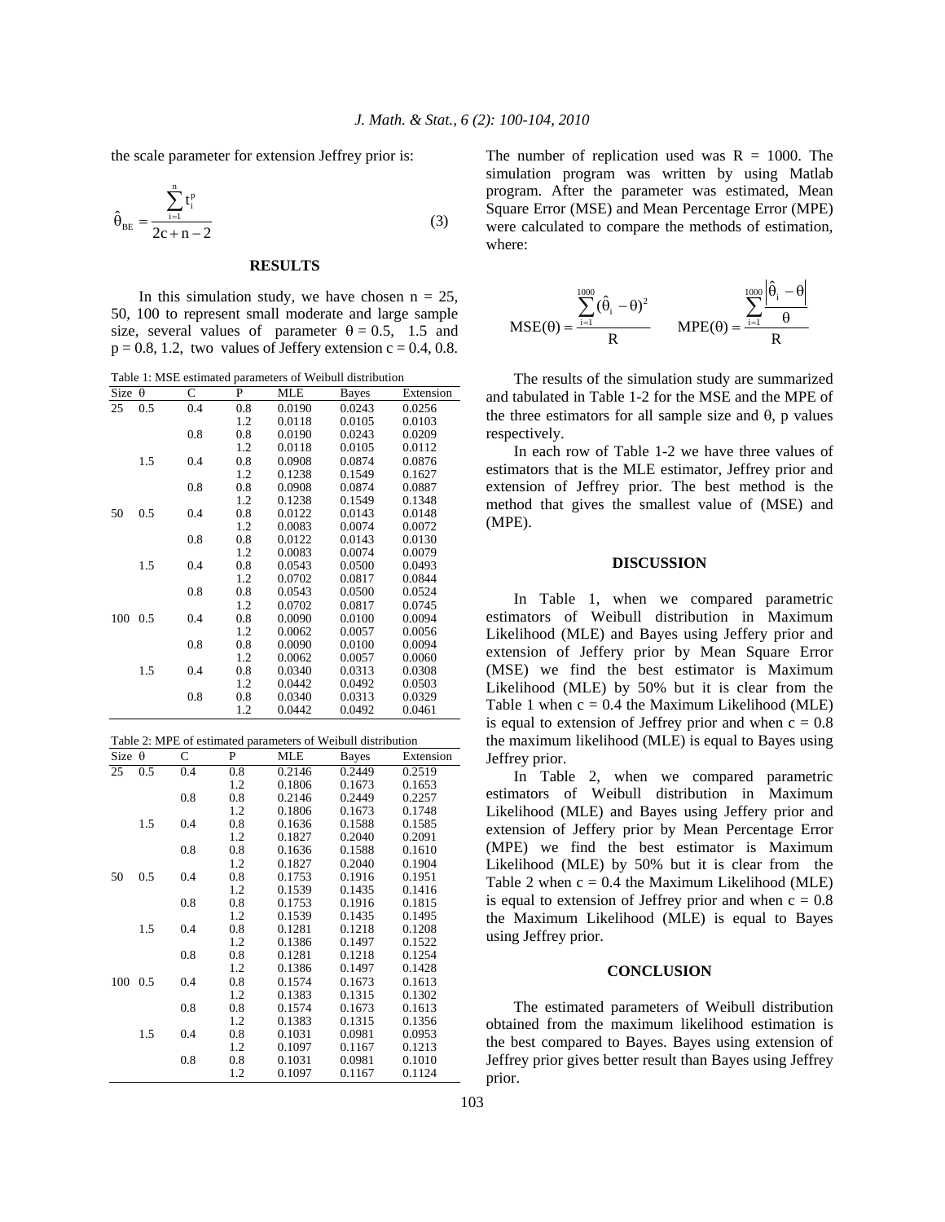the scale parameter for extension Jeffrey prior is:

$$\hat{\theta}_{BE} = \frac{\sum_{i=1}^{n} t_i^p}{2c + n - 2} \tag{3}$$

## RESULTS

In this simulation study, we have chosen n = 25, 50, 100 to represent small moderate and large sample size, several values of parameter $\theta = 0.5$, 1.5 and $p = 0.8, 1.2$, two values of Jeffery extension $c = 0.4, 0.8$.

Table 1: MSE estimated parameters of Weibull distribution

| Size | θ | C | P | MLE | Bayes | Extension |
|---|---|---|---|---|---|---|
| 25 | 0.5 | 0.4 | 0.8 | 0.0190 | 0.0243 | 0.0256 |
| | | | 1.2 | 0.0118 | 0.0105 | 0.0103 |
| | | 0.8 | 0.8 | 0.0190 | 0.0243 | 0.0209 |
| | | | 1.2 | 0.0118 | 0.0105 | 0.0112 |
| | 1.5 | 0.4 | 0.8 | 0.0908 | 0.0874 | 0.0876 |
| | | | 1.2 | 0.1238 | 0.1549 | 0.1627 |
| | | 0.8 | 0.8 | 0.0908 | 0.0874 | 0.0887 |
| | | | 1.2 | 0.1238 | 0.1549 | 0.1348 |
| 50 | 0.5 | 0.4 | 0.8 | 0.0122 | 0.0143 | 0.0148 |
| | | | 1.2 | 0.0083 | 0.0074 | 0.0072 |
| | | 0.8 | 0.8 | 0.0122 | 0.0143 | 0.0130 |
| | | | 1.2 | 0.0083 | 0.0074 | 0.0079 |
| | 1.5 | 0.4 | 0.8 | 0.0543 | 0.0500 | 0.0493 |
| | | | 1.2 | 0.0702 | 0.0817 | 0.0844 |
| | | 0.8 | 0.8 | 0.0543 | 0.0500 | 0.0524 |
| | | | 1.2 | 0.0702 | 0.0817 | 0.0745 |
| 100 | 0.5 | 0.4 | 0.8 | 0.0090 | 0.0100 | 0.0094 |
| | | | 1.2 | 0.0062 | 0.0057 | 0.0056 |
| | | 0.8 | 0.8 | 0.0090 | 0.0100 | 0.0094 |
| | | | 1.2 | 0.0062 | 0.0057 | 0.0060 |
| | 1.5 | 0.4 | 0.8 | 0.0340 | 0.0313 | 0.0308 |
| | | | 1.2 | 0.0442 | 0.0492 | 0.0503 |
| | | 0.8 | 0.8 | 0.0340 | 0.0313 | 0.0329 |
| | | | 1.2 | 0.0442 | 0.0492 | 0.0461 |

Table 2: MPE of estimated parameters of Weibull distribution

| Size | θ | C | P | MLE | Bayes | Extension |
|---|---|---|---|---|---|---|
| 25 | 0.5 | 0.4 | 0.8 | 0.2146 | 0.2449 | 0.2519 |
| | | | 1.2 | 0.1806 | 0.1673 | 0.1653 |
| | | 0.8 | 0.8 | 0.2146 | 0.2449 | 0.2257 |
| | | | 1.2 | 0.1806 | 0.1673 | 0.1748 |
| | 1.5 | 0.4 | 0.8 | 0.1636 | 0.1588 | 0.1585 |
| | | | 1.2 | 0.1827 | 0.2040 | 0.2091 |
| | | 0.8 | 0.8 | 0.1636 | 0.1588 | 0.1610 |
| | | | 1.2 | 0.1827 | 0.2040 | 0.1904 |
| 50 | 0.5 | 0.4 | 0.8 | 0.1753 | 0.1916 | 0.1951 |
| | | | 1.2 | 0.1539 | 0.1435 | 0.1416 |
| | | 0.8 | 0.8 | 0.1753 | 0.1916 | 0.1815 |
| | | | 1.2 | 0.1539 | 0.1435 | 0.1495 |
| | 1.5 | 0.4 | 0.8 | 0.1281 | 0.1218 | 0.1208 |
| | | | 1.2 | 0.1386 | 0.1497 | 0.1522 |
| | | 0.8 | 0.8 | 0.1281 | 0.1218 | 0.1254 |
| | | | 1.2 | 0.1386 | 0.1497 | 0.1428 |
| 100 | 0.5 | 0.4 | 0.8 | 0.1574 | 0.1673 | 0.1613 |
| | | | 1.2 | 0.1383 | 0.1315 | 0.1302 |
| | | 0.8 | 0.8 | 0.1574 | 0.1673 | 0.1613 |
| | | | 1.2 | 0.1383 | 0.1315 | 0.1356 |
| | 1.5 | 0.4 | 0.8 | 0.1031 | 0.0981 | 0.0953 |
| | | | 1.2 | 0.1097 | 0.1167 | 0.1213 |
| | | 0.8 | 0.8 | 0.1031 | 0.0981 | 0.1010 |
| | | | 1.2 | 0.1097 | 0.1167 | 0.1124 |

The number of replication used was R = 1000. The simulation program was written by using Matlab program. After the parameter was estimated, Mean Square Error (MSE) and Mean Percentage Error (MPE) were calculated to compare the methods of estimation, where:

$$MSE(\theta) = \frac{\sum_{i=1}^{1000} (\hat{\theta}_i - \theta)^2}{R} \qquad MPE(\theta) = \frac{\sum_{i=1}^{1000} \frac{\left|\hat{\theta}_i - \theta\right|}{\theta}}{R}$$

The results of the simulation study are summarized and tabulated in Table 1-2 for the MSE and the MPE of the three estimators for all sample size and θ, p values respectively.

In each row of Table 1-2 we have three values of estimators that is the MLE estimator, Jeffrey prior and extension of Jeffrey prior. The best method is the method that gives the smallest value of (MSE) and (MPE).

## DISCUSSION

In Table 1, when we compared parametric estimators of Weibull distribution in Maximum Likelihood (MLE) and Bayes using Jeffery prior and extension of Jeffery prior by Mean Square Error (MSE) we find the best estimator is Maximum Likelihood (MLE) by 50% but it is clear from the Table 1 when c = 0.4 the Maximum Likelihood (MLE) is equal to extension of Jeffrey prior and when c = 0.8 the maximum likelihood (MLE) is equal to Bayes using Jeffrey prior.

In Table 2, when we compared parametric estimators of Weibull distribution in Maximum Likelihood (MLE) and Bayes using Jeffery prior and extension of Jeffery prior by Mean Percentage Error (MPE) we find the best estimator is Maximum Likelihood (MLE) by 50% but it is clear from the Table 2 when c = 0.4 the Maximum Likelihood (MLE) is equal to extension of Jeffrey prior and when c = 0.8 the Maximum Likelihood (MLE) is equal to Bayes using Jeffrey prior.

## CONCLUSION

The estimated parameters of Weibull distribution obtained from the maximum likelihood estimation is the best compared to Bayes. Bayes using extension of Jeffrey prior gives better result than Bayes using Jeffrey prior.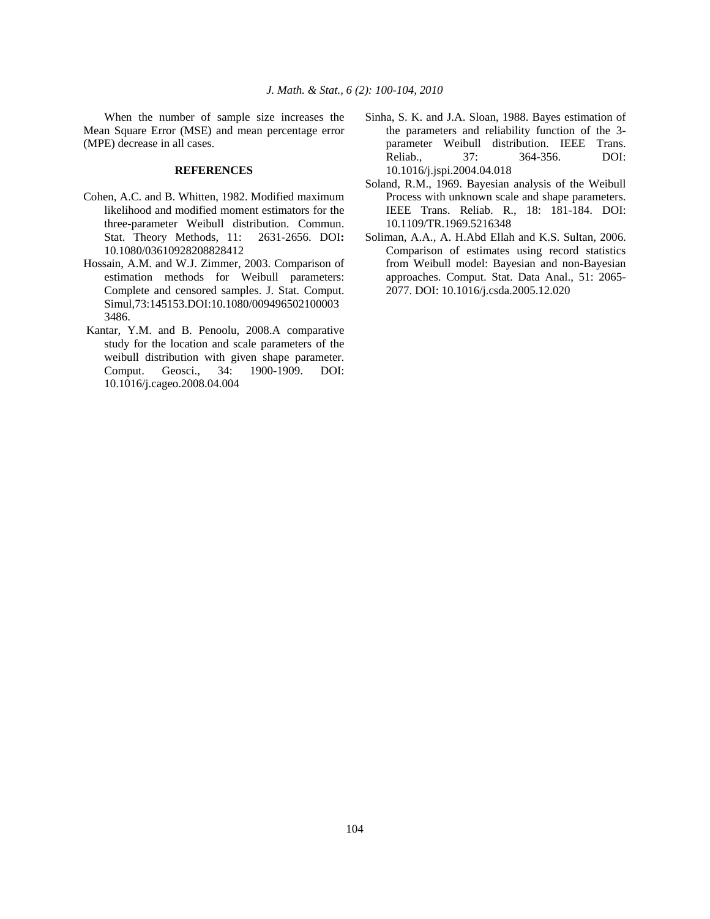When the number of sample size increases the Mean Square Error (MSE) and mean percentage error (MPE) decrease in all cases.

## REFERENCES

Cohen, A.C. and B. Whitten, 1982. Modified maximum likelihood and modified moment estimators for the three-parameter Weibull distribution. Commun. Stat. Theory Methods, 11: 2631-2656. DOI**:** 10.1080/03610928208828412

Hossain, A.M. and W.J. Zimmer, 2003. Comparison of estimation methods for Weibull parameters: Complete and censored samples. J. Stat. Comput. Simul,73:145153.DOI:10.1080/0094965021000033486.

Kantar, Y.M. and B. Penoolu, 2008.A comparative study for the location and scale parameters of the weibull distribution with given shape parameter. Comput. Geosci., 34: 1900-1909. DOI: 10.1016/j.cageo.2008.04.004

Sinha, S. K. and J.A. Sloan, 1988. Bayes estimation of the parameters and reliability function of the 3-parameter Weibull distribution. IEEE Trans. Reliab., 37: 364-356. DOI: 10.1016/j.jspi.2004.04.018

Soland, R.M., 1969. Bayesian analysis of the Weibull Process with unknown scale and shape parameters. IEEE Trans. Reliab. R., 18: 181-184. DOI: 10.1109/TR.1969.5216348

Soliman, A.A., A. H.Abd Ellah and K.S. Sultan, 2006. Comparison of estimates using record statistics from Weibull model: Bayesian and non-Bayesian approaches. Comput. Stat. Data Anal., 51: 2065-2077. DOI: 10.1016/j.csda.2005.12.020